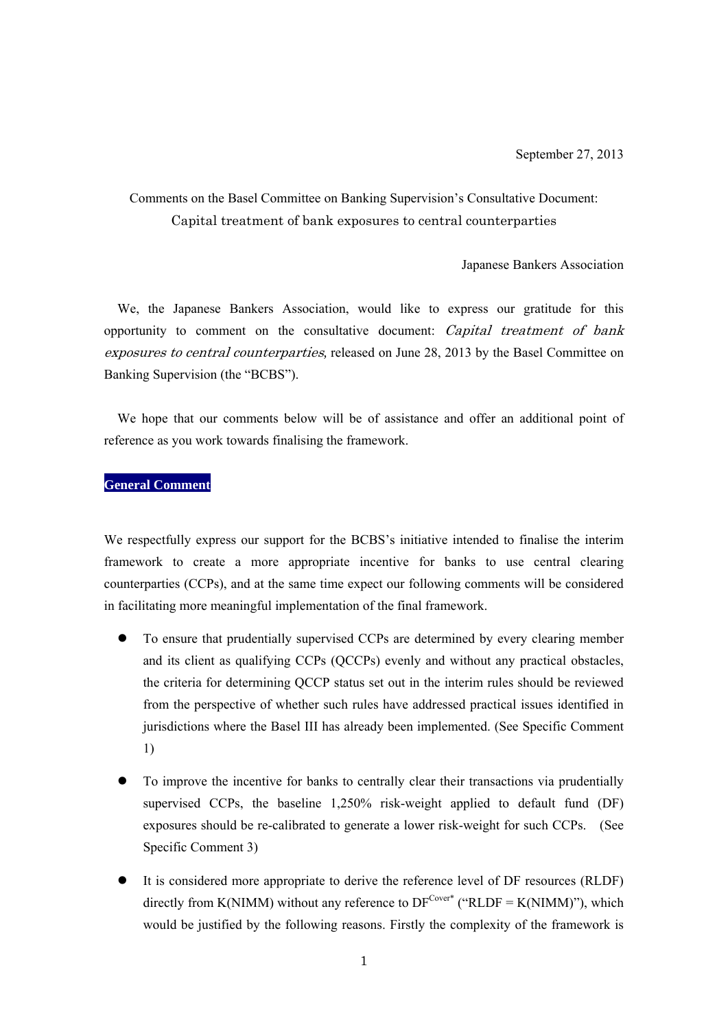September 27, 2013

Comments on the Basel Committee on Banking Supervision's Consultative Document:
Capital treatment of bank exposures to central counterparties

Japanese Bankers Association

We, the Japanese Bankers Association, would like to express our gratitude for this opportunity to comment on the consultative document: *Capital treatment of bank exposures to central counterparties,* released on June 28, 2013 by the Basel Committee on Banking Supervision (the "BCBS").

We hope that our comments below will be of assistance and offer an additional point of reference as you work towards finalising the framework.

## General Comment

We respectfully express our support for the BCBS's initiative intended to finalise the interim framework to create a more appropriate incentive for banks to use central clearing counterparties (CCPs), and at the same time expect our following comments will be considered in facilitating more meaningful implementation of the final framework.

- To ensure that prudentially supervised CCPs are determined by every clearing member and its client as qualifying CCPs (QCCPs) evenly and without any practical obstacles, the criteria for determining QCCP status set out in the interim rules should be reviewed from the perspective of whether such rules have addressed practical issues identified in jurisdictions where the Basel III has already been implemented. (See Specific Comment 1)

- To improve the incentive for banks to centrally clear their transactions via prudentially supervised CCPs, the baseline 1,250% risk-weight applied to default fund (DF) exposures should be re-calibrated to generate a lower risk-weight for such CCPs. (See Specific Comment 3)

- It is considered more appropriate to derive the reference level of DF resources (RLDF) directly from K(NIMM) without any reference to $DF^{Cover*}$ ("RLDF = K(NIMM)"), which would be justified by the following reasons. Firstly the complexity of the framework is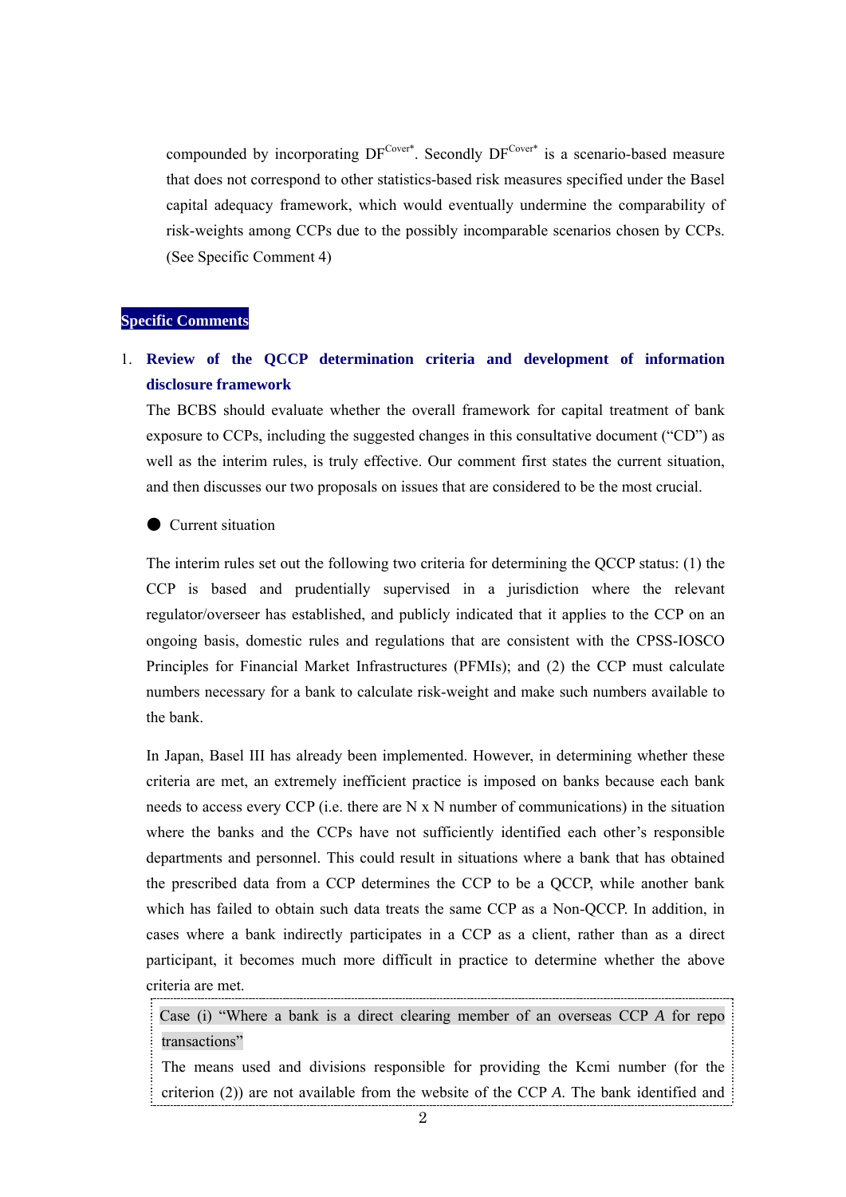compounded by incorporating $DF^{Cover*}$. Secondly $DF^{Cover*}$ is a scenario-based measure that does not correspond to other statistics-based risk measures specified under the Basel capital adequacy framework, which would eventually undermine the comparability of risk-weights among CCPs due to the possibly incomparable scenarios chosen by CCPs. (See Specific Comment 4)

## Specific Comments

1. **Review of the QCCP determination criteria and development of information disclosure framework**

   The BCBS should evaluate whether the overall framework for capital treatment of bank exposure to CCPs, including the suggested changes in this consultative document ("CD") as well as the interim rules, is truly effective. Our comment first states the current situation, and then discusses our two proposals on issues that are considered to be the most crucial.

   ● Current situation

   The interim rules set out the following two criteria for determining the QCCP status: (1) the CCP is based and prudentially supervised in a jurisdiction where the relevant regulator/overseer has established, and publicly indicated that it applies to the CCP on an ongoing basis, domestic rules and regulations that are consistent with the CPSS-IOSCO Principles for Financial Market Infrastructures (PFMIs); and (2) the CCP must calculate numbers necessary for a bank to calculate risk-weight and make such numbers available to the bank.

   In Japan, Basel III has already been implemented. However, in determining whether these criteria are met, an extremely inefficient practice is imposed on banks because each bank needs to access every CCP (i.e. there are N x N number of communications) in the situation where the banks and the CCPs have not sufficiently identified each other's responsible departments and personnel. This could result in situations where a bank that has obtained the prescribed data from a CCP determines the CCP to be a QCCP, while another bank which has failed to obtain such data treats the same CCP as a Non-QCCP. In addition, in cases where a bank indirectly participates in a CCP as a client, rather than as a direct participant, it becomes much more difficult in practice to determine whether the above criteria are met.

   > Case (i) "Where a bank is a direct clearing member of an overseas CCP *A* for repo transactions"
   >
   > The means used and divisions responsible for providing the Kcmi number (for the criterion (2)) are not available from the website of the CCP *A*. The bank identified and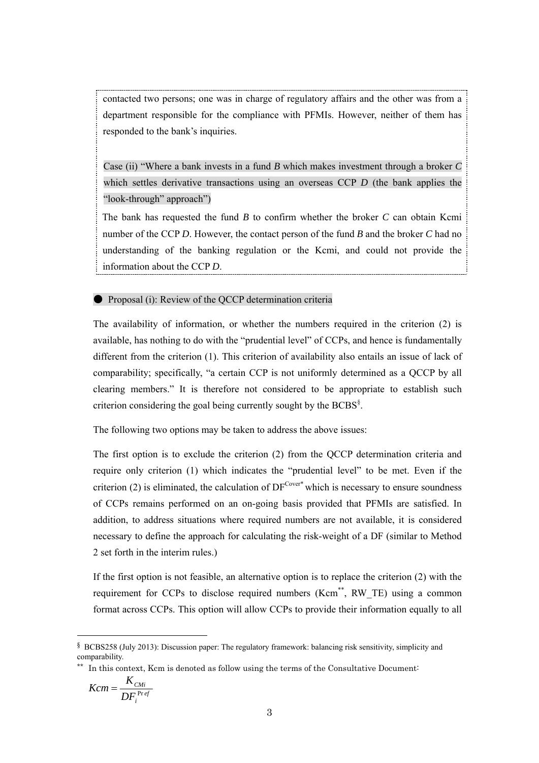contacted two persons; one was in charge of regulatory affairs and the other was from a department responsible for the compliance with PFMIs. However, neither of them has responded to the bank's inquiries.

Case (ii) "Where a bank invests in a fund *B* which makes investment through a broker *C* which settles derivative transactions using an overseas CCP *D* (the bank applies the "look-through" approach")

The bank has requested the fund *B* to confirm whether the broker *C* can obtain Kcmi number of the CCP *D*. However, the contact person of the fund *B* and the broker *C* had no understanding of the banking regulation or the Kcmi, and could not provide the information about the CCP *D*.

● Proposal (i): Review of the QCCP determination criteria

The availability of information, or whether the numbers required in the criterion (2) is available, has nothing to do with the "prudential level" of CCPs, and hence is fundamentally different from the criterion (1). This criterion of availability also entails an issue of lack of comparability; specifically, "a certain CCP is not uniformly determined as a QCCP by all clearing members." It is therefore not considered to be appropriate to establish such criterion considering the goal being currently sought by the BCBS[§].

The following two options may be taken to address the above issues:

The first option is to exclude the criterion (2) from the QCCP determination criteria and require only criterion (1) which indicates the "prudential level" to be met. Even if the criterion (2) is eliminated, the calculation of $DF^{Cover*}$ which is necessary to ensure soundness of CCPs remains performed on an on-going basis provided that PFMIs are satisfied. In addition, to address situations where required numbers are not available, it is considered necessary to define the approach for calculating the risk-weight of a DF (similar to Method 2 set forth in the interim rules.)

If the first option is not feasible, an alternative option is to replace the criterion (2) with the requirement for CCPs to disclose required numbers (Kcm[**], RW_TE) using a common format across CCPs. This option will allow CCPs to provide their information equally to all

---

[§] BCBS258 (July 2013): Discussion paper: The regulatory framework: balancing risk sensitivity, simplicity and comparability.

[**] In this context, Kcm is denoted as follow using the terms of the Consultative Document:

$$Kcm = \frac{K_{CMi}}{DF_i^{Pref}}$$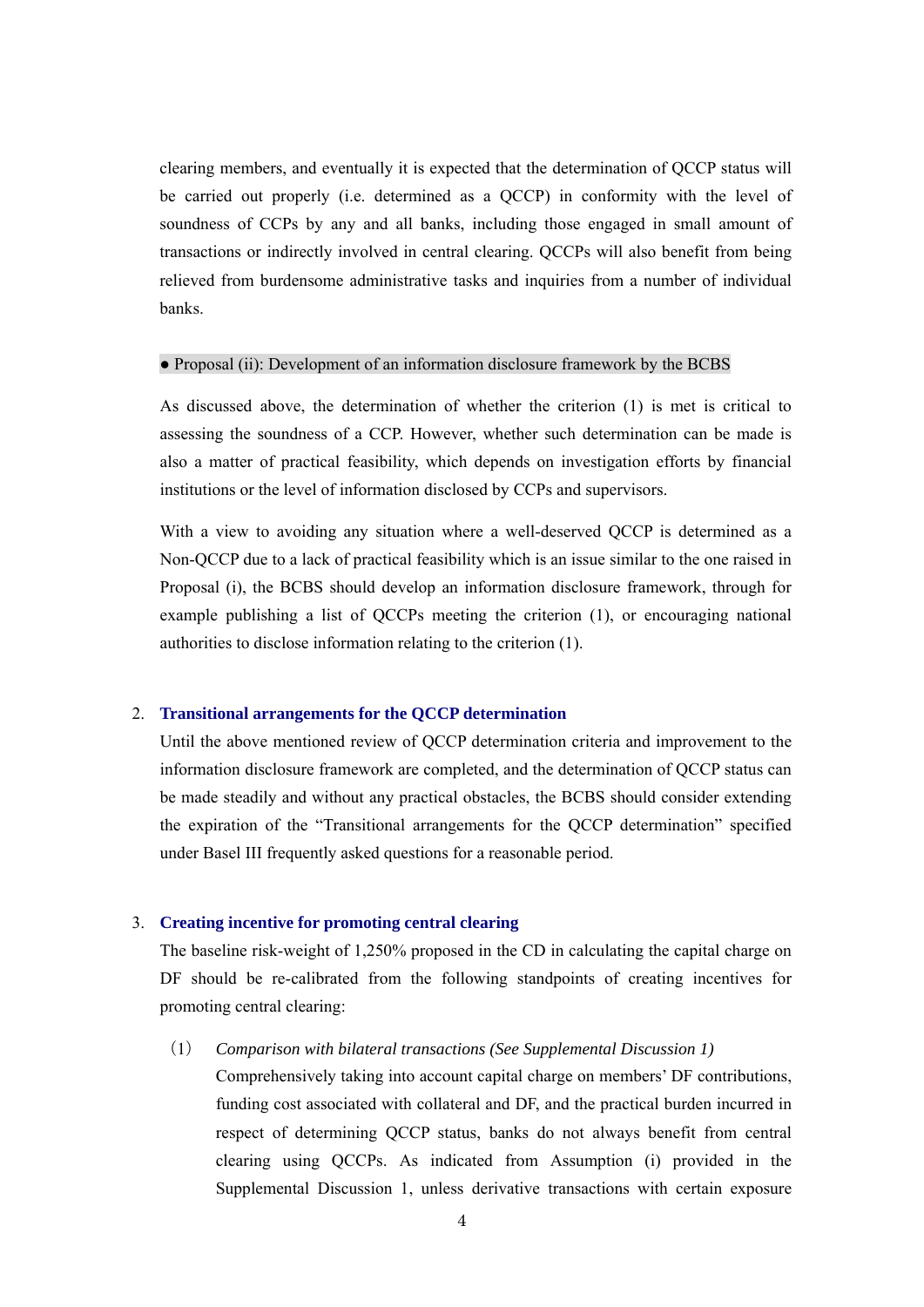clearing members, and eventually it is expected that the determination of QCCP status will be carried out properly (i.e. determined as a QCCP) in conformity with the level of soundness of CCPs by any and all banks, including those engaged in small amount of transactions or indirectly involved in central clearing. QCCPs will also benefit from being relieved from burdensome administrative tasks and inquiries from a number of individual banks.

● Proposal (ii): Development of an information disclosure framework by the BCBS

As discussed above, the determination of whether the criterion (1) is met is critical to assessing the soundness of a CCP. However, whether such determination can be made is also a matter of practical feasibility, which depends on investigation efforts by financial institutions or the level of information disclosed by CCPs and supervisors.

With a view to avoiding any situation where a well-deserved QCCP is determined as a Non-QCCP due to a lack of practical feasibility which is an issue similar to the one raised in Proposal (i), the BCBS should develop an information disclosure framework, through for example publishing a list of QCCPs meeting the criterion (1), or encouraging national authorities to disclose information relating to the criterion (1).

## 2. Transitional arrangements for the QCCP determination

Until the above mentioned review of QCCP determination criteria and improvement to the information disclosure framework are completed, and the determination of QCCP status can be made steadily and without any practical obstacles, the BCBS should consider extending the expiration of the "Transitional arrangements for the QCCP determination" specified under Basel III frequently asked questions for a reasonable period.

## 3. Creating incentive for promoting central clearing

The baseline risk-weight of 1,250% proposed in the CD in calculating the capital charge on DF should be re-calibrated from the following standpoints of creating incentives for promoting central clearing:

(1) *Comparison with bilateral transactions (See Supplemental Discussion 1)*

Comprehensively taking into account capital charge on members' DF contributions, funding cost associated with collateral and DF, and the practical burden incurred in respect of determining QCCP status, banks do not always benefit from central clearing using QCCPs. As indicated from Assumption (i) provided in the Supplemental Discussion 1, unless derivative transactions with certain exposure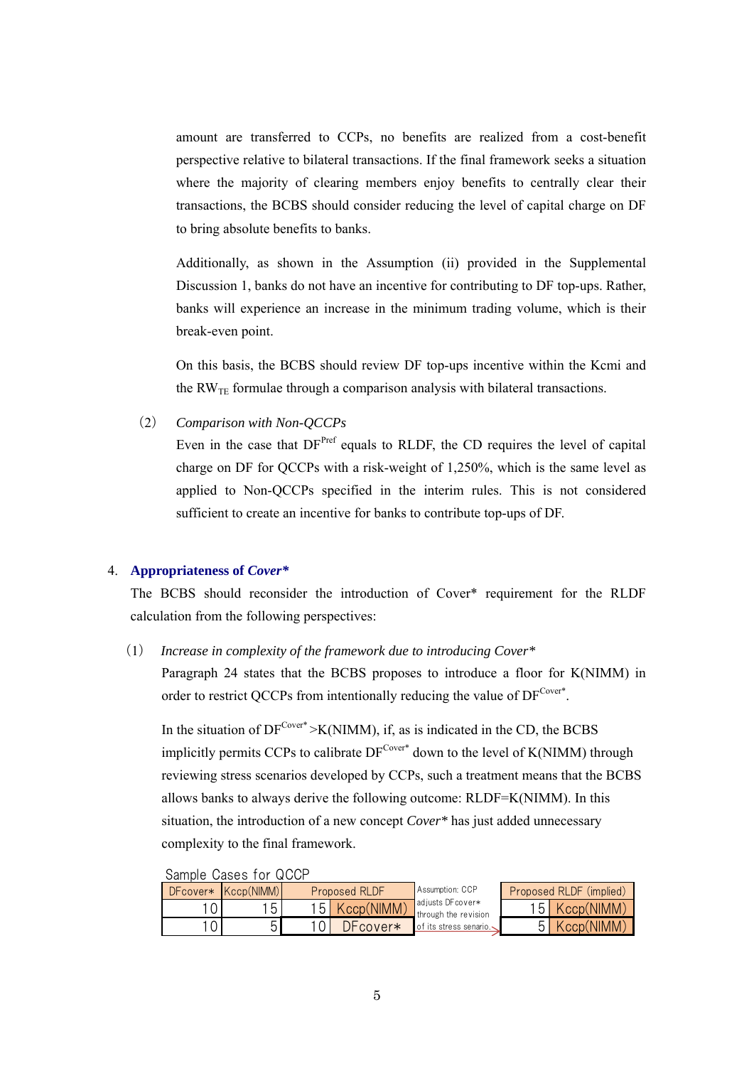amount are transferred to CCPs, no benefits are realized from a cost-benefit perspective relative to bilateral transactions. If the final framework seeks a situation where the majority of clearing members enjoy benefits to centrally clear their transactions, the BCBS should consider reducing the level of capital charge on DF to bring absolute benefits to banks.

Additionally, as shown in the Assumption (ii) provided in the Supplemental Discussion 1, banks do not have an incentive for contributing to DF top-ups. Rather, banks will experience an increase in the minimum trading volume, which is their break-even point.

On this basis, the BCBS should review DF top-ups incentive within the Kcmi and the $RW_{TE}$ formulae through a comparison analysis with bilateral transactions.

(2) *Comparison with Non-QCCPs*

Even in the case that $DF^{Pref}$ equals to RLDF, the CD requires the level of capital charge on DF for QCCPs with a risk-weight of 1,250%, which is the same level as applied to Non-QCCPs specified in the interim rules. This is not considered sufficient to create an incentive for banks to contribute top-ups of DF.

## 4. Appropriateness of *Cover\**

The BCBS should reconsider the introduction of Cover* requirement for the RLDF calculation from the following perspectives:

(1) *Increase in complexity of the framework due to introducing Cover\**

Paragraph 24 states that the BCBS proposes to introduce a floor for K(NIMM) in order to restrict QCCPs from intentionally reducing the value of $DF^{Cover*}$.

In the situation of $DF^{Cover*}$ >K(NIMM), if, as is indicated in the CD, the BCBS implicitly permits CCPs to calibrate $DF^{Cover*}$ down to the level of K(NIMM) through reviewing stress scenarios developed by CCPs, such a treatment means that the BCBS allows banks to always derive the following outcome: RLDF=K(NIMM). In this situation, the introduction of a new concept *Cover\** has just added unnecessary complexity to the final framework.

Sample Cases for QCCP

| DFcover* | Kccp(NIMM) | Proposed RLDF | | Assumption: CCP adjusts DFcover* through the revision of its stress senario. → | Proposed RLDF (implied) | |
|---|---|---|---|---|---|---|
| 10 | 15 | 15 | Kccp(NIMM) | | 15 | Kccp(NIMM) |
| 10 | 5 | 10 | DFcover* | | 5 | Kccp(NIMM) |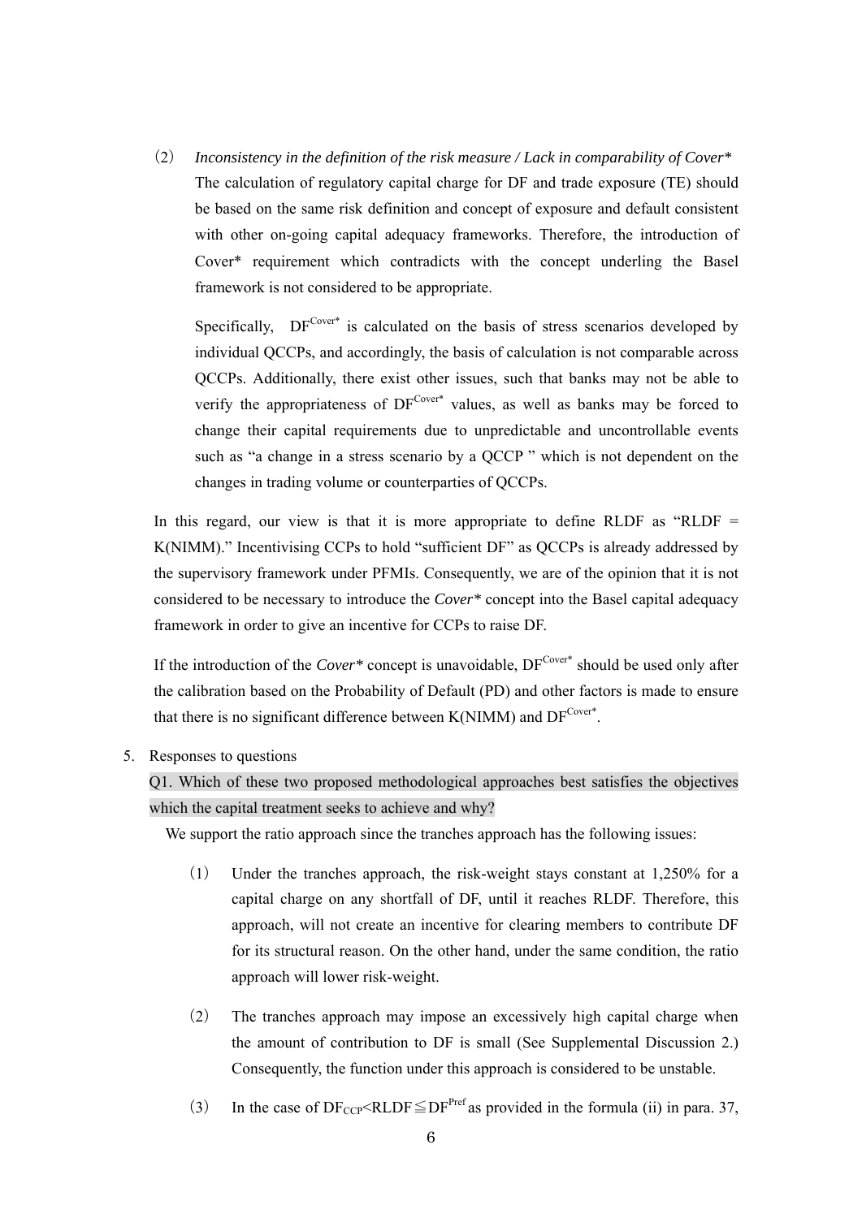(2) *Inconsistency in the definition of the risk measure / Lack in comparability of Cover\**

The calculation of regulatory capital charge for DF and trade exposure (TE) should be based on the same risk definition and concept of exposure and default consistent with other on-going capital adequacy frameworks. Therefore, the introduction of Cover* requirement which contradicts with the concept underling the Basel framework is not considered to be appropriate.

Specifically, $DF^{Cover*}$ is calculated on the basis of stress scenarios developed by individual QCCPs, and accordingly, the basis of calculation is not comparable across QCCPs. Additionally, there exist other issues, such that banks may not be able to verify the appropriateness of $DF^{Cover*}$ values, as well as banks may be forced to change their capital requirements due to unpredictable and uncontrollable events such as "a change in a stress scenario by a QCCP " which is not dependent on the changes in trading volume or counterparties of QCCPs.

In this regard, our view is that it is more appropriate to define RLDF as "RLDF = K(NIMM)." Incentivising CCPs to hold "sufficient DF" as QCCPs is already addressed by the supervisory framework under PFMIs. Consequently, we are of the opinion that it is not considered to be necessary to introduce the *Cover\** concept into the Basel capital adequacy framework in order to give an incentive for CCPs to raise DF.

If the introduction of the *Cover\** concept is unavoidable, $DF^{Cover*}$ should be used only after the calibration based on the Probability of Default (PD) and other factors is made to ensure that there is no significant difference between K(NIMM) and $DF^{Cover*}$.

5. Responses to questions

Q1. Which of these two proposed methodological approaches best satisfies the objectives which the capital treatment seeks to achieve and why?

We support the ratio approach since the tranches approach has the following issues:

(1) Under the tranches approach, the risk-weight stays constant at 1,250% for a capital charge on any shortfall of DF, until it reaches RLDF. Therefore, this approach, will not create an incentive for clearing members to contribute DF for its structural reason. On the other hand, under the same condition, the ratio approach will lower risk-weight.

(2) The tranches approach may impose an excessively high capital charge when the amount of contribution to DF is small (See Supplemental Discussion 2.) Consequently, the function under this approach is considered to be unstable.

(3) In the case of $DF_{CCP} < RLDF \leqq DF^{Pref}$ as provided in the formula (ii) in para. 37,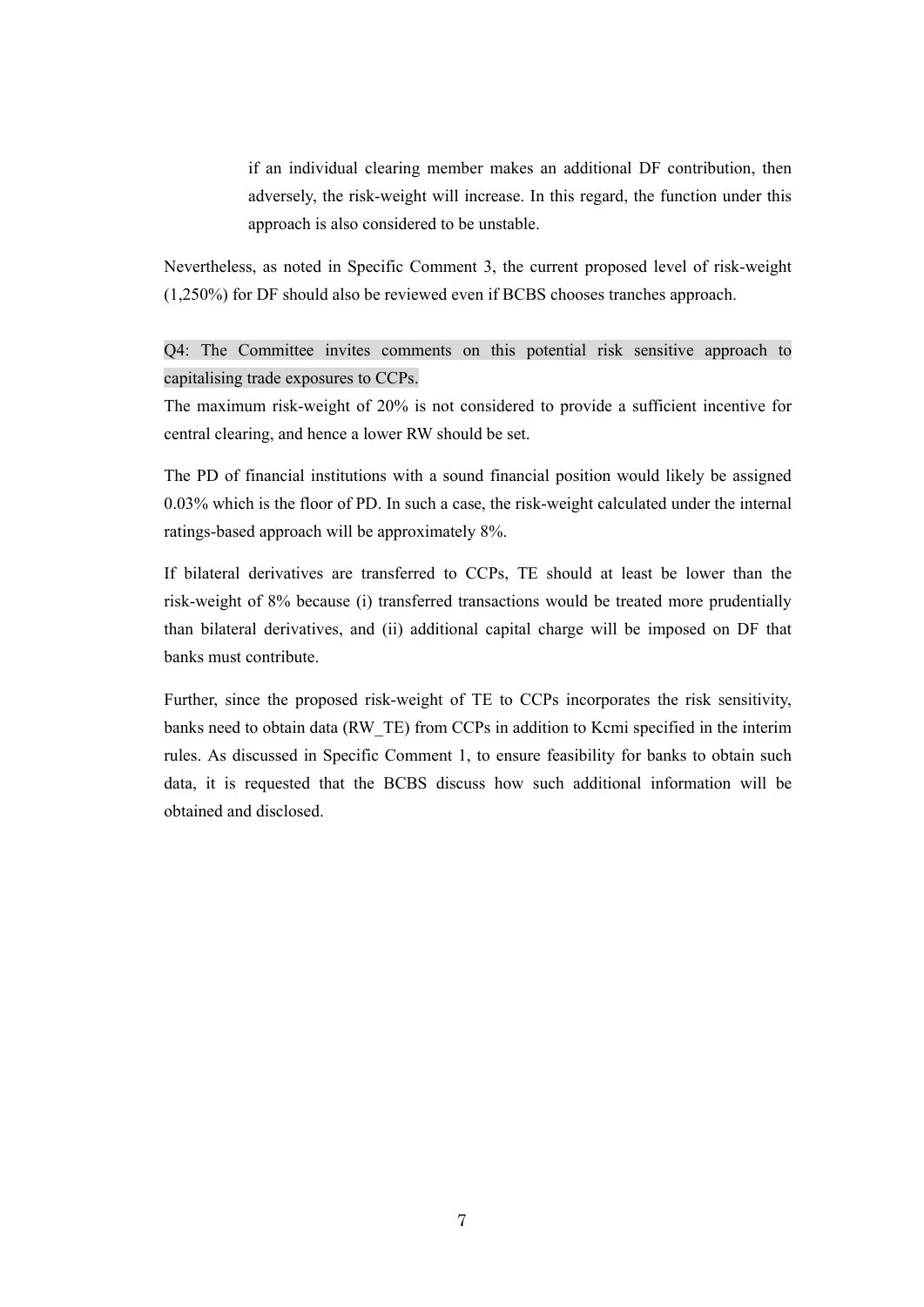> if an individual clearing member makes an additional DF contribution, then adversely, the risk-weight will increase. In this regard, the function under this approach is also considered to be unstable.

Nevertheless, as noted in Specific Comment 3, the current proposed level of risk-weight (1,250%) for DF should also be reviewed even if BCBS chooses tranches approach.

Q4: The Committee invites comments on this potential risk sensitive approach to capitalising trade exposures to CCPs.

The maximum risk-weight of 20% is not considered to provide a sufficient incentive for central clearing, and hence a lower RW should be set.

The PD of financial institutions with a sound financial position would likely be assigned 0.03% which is the floor of PD. In such a case, the risk-weight calculated under the internal ratings-based approach will be approximately 8%.

If bilateral derivatives are transferred to CCPs, TE should at least be lower than the risk-weight of 8% because (i) transferred transactions would be treated more prudentially than bilateral derivatives, and (ii) additional capital charge will be imposed on DF that banks must contribute.

Further, since the proposed risk-weight of TE to CCPs incorporates the risk sensitivity, banks need to obtain data (RW_TE) from CCPs in addition to Kcmi specified in the interim rules. As discussed in Specific Comment 1, to ensure feasibility for banks to obtain such data, it is requested that the BCBS discuss how such additional information will be obtained and disclosed.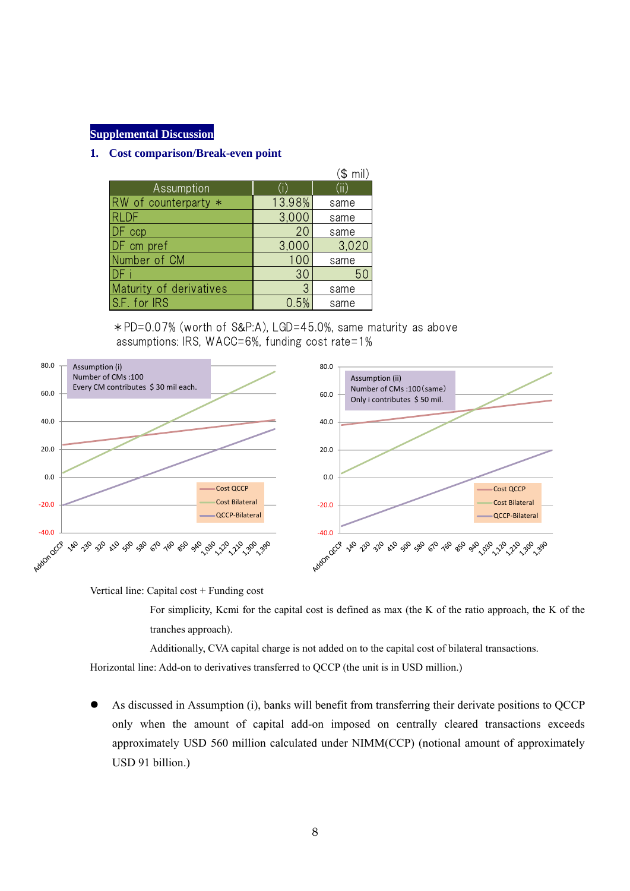## Supplemental Discussion

### 1. Cost comparison/Break-even point

($ mil)

| Assumption | (i) | (ii) |
|---|---|---|
| RW of counterparty * | 13.98% | same |
| RLDF | 3,000 | same |
| DF ccp | 20 | same |
| DF cm pref | 3,000 | 3,020 |
| Number of CM | 100 | same |
| DF i | 30 | 50 |
| Maturity of derivatives | 3 | same |
| S.F. for IRS | 0.5% | same |

*PD=0.07% (worth of S&P:A), LGD=45.0%, same maturity as above
assumptions: IRS, WACC=6%, funding cost rate=1%

Assumption (i)
Number of CMs :100
Every CM contributes $ 30 mil each.

Assumption (ii)
Number of CMs :100(same)
Only i contributes $ 50 mil.

Legend: Cost QCCP, Cost Bilateral, QCCP-Bilateral

Horizontal axis: AddOn QCCP, 140, 230, 320, 410, 500, 580, 670, 760, 850, 940, 1,030, 1,120, 1,210, 1,300, 1,390

Vertical line: Capital cost + Funding cost

For simplicity, Kcmi for the capital cost is defined as max (the K of the ratio approach, the K of the tranches approach).

Additionally, CVA capital charge is not added on to the capital cost of bilateral transactions.

Horizontal line: Add-on to derivatives transferred to QCCP (the unit is in USD million.)

- As discussed in Assumption (i), banks will benefit from transferring their derivate positions to QCCP only when the amount of capital add-on imposed on centrally cleared transactions exceeds approximately USD 560 million calculated under NIMM(CCP) (notional amount of approximately USD 91 billion.)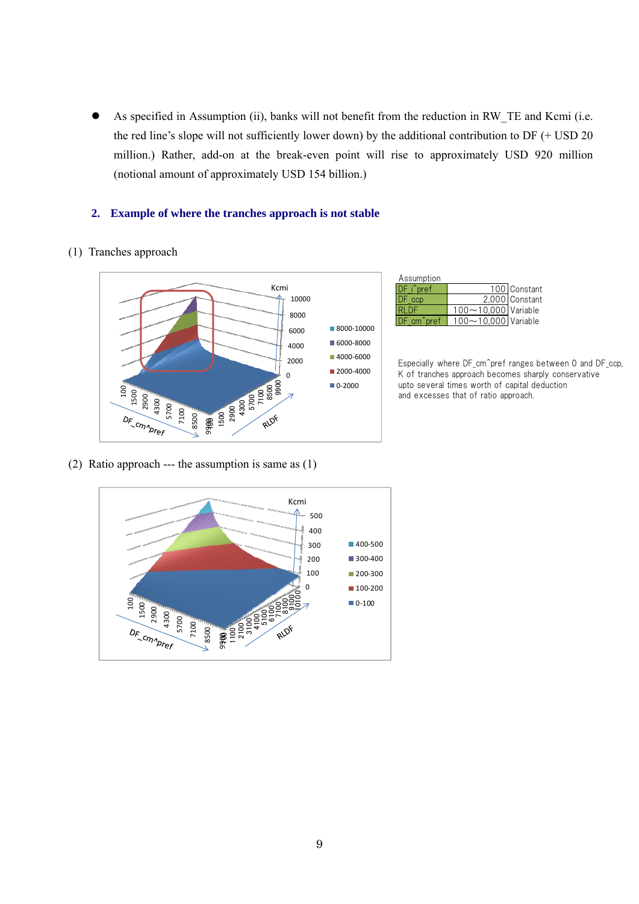- As specified in Assumption (ii), banks will not benefit from the reduction in RW_TE and Kcmi (i.e. the red line's slope will not sufficiently lower down) by the additional contribution to DF (+ USD 20 million.) Rather, add-on at the break-even point will rise to approximately USD 920 million (notional amount of approximately USD 154 billion.)

## 2. Example of where the tranches approach is not stable

(1) Tranches approach

Kcmi
10000
8000
6000
4000
2000
0
DF_cm^pref
100 1500 2900 4300 5700 7100 8500 9900
RLDF
100 1500 2900 4300 5700 7100 8500 9900
8000-10000
6000-8000
4000-6000
2000-4000
0-2000

Assumption

| | | |
|---|---|---|
| DF_i^pref | 100 | Constant |
| DF_ccp | 2,000 | Constant |
| RLDF | 100～10,000 | Variable |
| DF_cm^pref | 100～10,000 | Variable |

Especially where DF_cm^pref ranges between 0 and DF_ccp, K of tranches approach becomes sharply conservative upto several times worth of capital deduction and excesses that of ratio approach.

(2) Ratio approach --- the assumption is same as (1)

Kcmi
500
400
300
200
100
0
DF_cm^pref
100 1500 2900 4300 5700 7100 8500 9900
RLDF
100 1100 2100 3100 4100 5100 6100 7100 8100 9100 10100
400-500
300-400
200-300
100-200
0-100